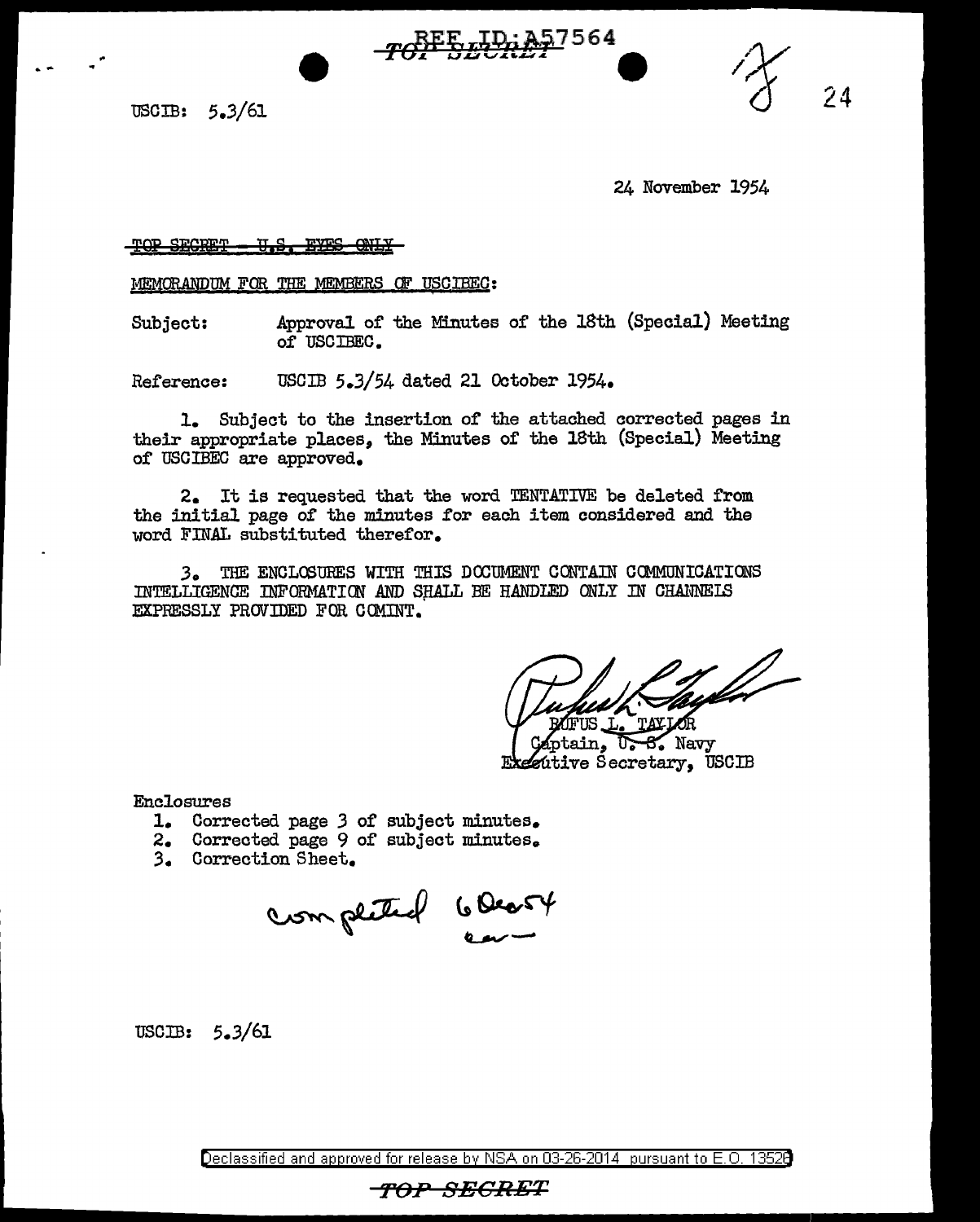REF ID:A57564

TOP SECRET

USCIB: 5.3/61

24 November 1954

~~TOP SECRET - U.S. EYES ONLY~~

MEMORANDUM FOR THE MEMBERS OF USCIBEC:

Subject: Approval of the Minutes of the 18th (Special) Meeting of USCIBEC.

Reference: USCIB 5.3/54 dated 21 October 1954.

1. Subject to the insertion of the attached corrected pages in their appropriate places, the Minutes of the 18th (Special) Meeting of USCIBEC are approved.

2. It is requested that the word TENTATIVE be deleted from the initial page of the minutes for each item considered and the word FINAL substituted therefor.

3. THE ENCLOSURES WITH THIS DOCUMENT CONTAIN COMMUNICATIONS INTELLIGENCE INFORMATION AND SHALL BE HANDLED ONLY IN CHANNELS EXPRESSLY PROVIDED FOR COMINT.

RUFUS L. TAYLOR
Captain, U. S. Navy
Executive Secretary, USCIB

Enclosures
1. Corrected page 3 of subject minutes.
2. Corrected page 9 of subject minutes.
3. Correction Sheet.

completed 6 Dec 54

USCIB: 5.3/61

Declassified and approved for release by NSA on 03-26-2014 pursuant to E.O. 13526

TOP SECRET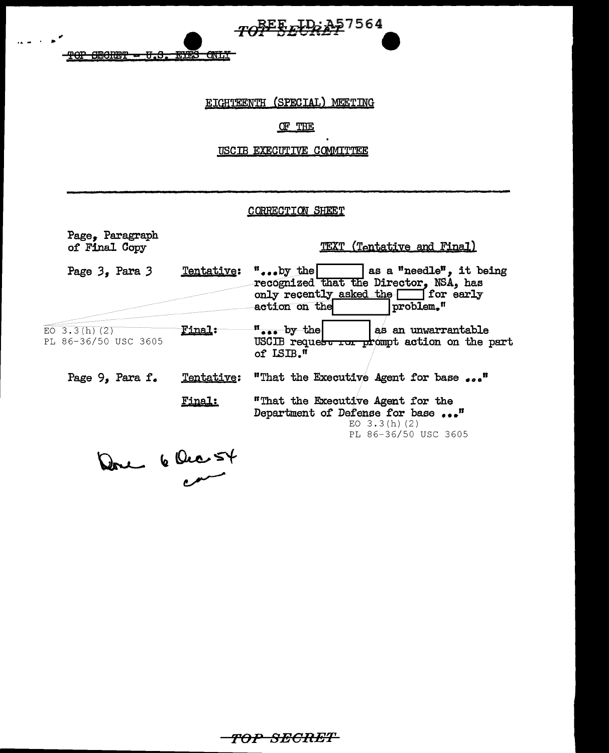REF ID:A57564

TOP SECRET

~~TOP SECRET - U.S. EYES ONLY~~

EIGHTEENTH (SPECIAL) MEETING

OF THE

USCIB EXECUTIVE COMMITTEE

CORRECTION SHEET

| Page, Paragraph of Final Copy | | TEXT (Tentative and Final) |
|---|---|---|
| Page 3, Para 3 | Tentative: | "...by the [ ] as a "needle", it being recognized that the Director, NSA, has only recently asked the [ ] for early action on the [ ] problem." |
| EO 3.3(h)(2) PL 86-36/50 USC 3605 | Final: | "... by the [ ] as an unwarrantable USCIB request for prompt action on the part of LSIB." |
| Page 9, Para f. | Tentative: | "That the Executive Agent for base ..." |
| | Final: | "That the Executive Agent for the Department of Defense for base ..." |

EO 3.3(h)(2)
PL 86-36/50 USC 3605

Done 6 Dec 54
cm

TOP SECRET